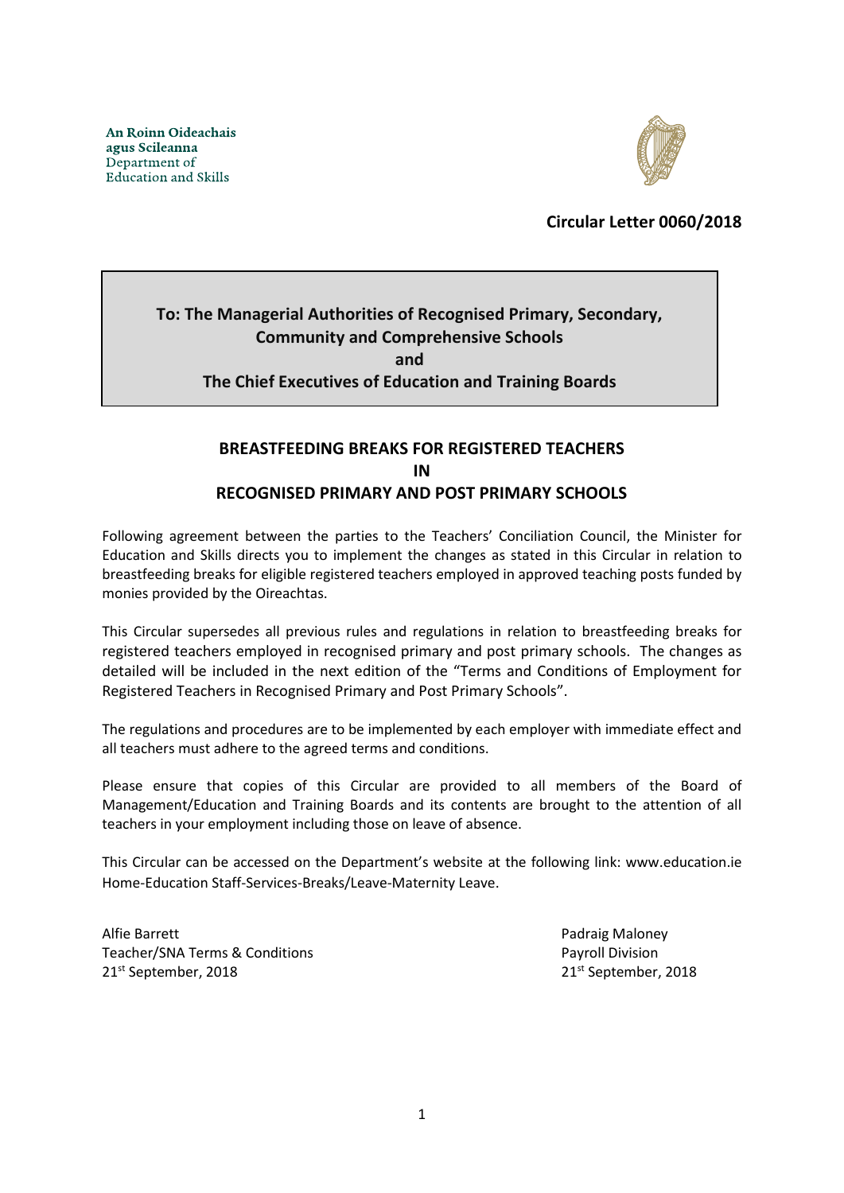An Roinn Oideachais
agus Scileanna
Department of
Education and Skills

**Circular Letter 0060/2018**

**To: The Managerial Authorities of Recognised Primary, Secondary, Community and Comprehensive Schools**
**and**
**The Chief Executives of Education and Training Boards**

## BREASTFEEDING BREAKS FOR REGISTERED TEACHERS IN RECOGNISED PRIMARY AND POST PRIMARY SCHOOLS

Following agreement between the parties to the Teachers' Conciliation Council, the Minister for Education and Skills directs you to implement the changes as stated in this Circular in relation to breastfeeding breaks for eligible registered teachers employed in approved teaching posts funded by monies provided by the Oireachtas.

This Circular supersedes all previous rules and regulations in relation to breastfeeding breaks for registered teachers employed in recognised primary and post primary schools. The changes as detailed will be included in the next edition of the "Terms and Conditions of Employment for Registered Teachers in Recognised Primary and Post Primary Schools".

The regulations and procedures are to be implemented by each employer with immediate effect and all teachers must adhere to the agreed terms and conditions.

Please ensure that copies of this Circular are provided to all members of the Board of Management/Education and Training Boards and its contents are brought to the attention of all teachers in your employment including those on leave of absence.

This Circular can be accessed on the Department's website at the following link: www.education.ie Home-Education Staff-Services-Breaks/Leave-Maternity Leave.

Alfie Barrett
Teacher/SNA Terms & Conditions
21st September, 2018

Padraig Maloney
Payroll Division
21st September, 2018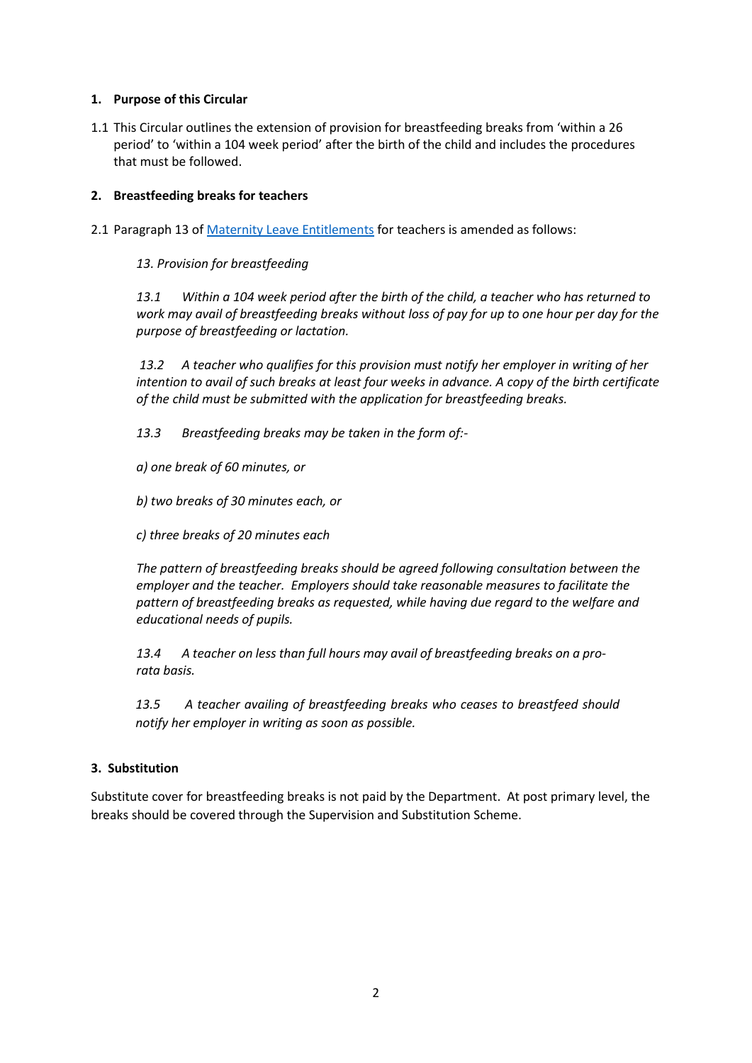## 1. Purpose of this Circular

1.1 This Circular outlines the extension of provision for breastfeeding breaks from 'within a 26 period' to 'within a 104 week period' after the birth of the child and includes the procedures that must be followed.

## 2. Breastfeeding breaks for teachers

2.1 Paragraph 13 of [Maternity Leave Entitlements] for teachers is amended as follows:

*13. Provision for breastfeeding*

*13.1 Within a 104 week period after the birth of the child, a teacher who has returned to work may avail of breastfeeding breaks without loss of pay for up to one hour per day for the purpose of breastfeeding or lactation.*

*13.2 A teacher who qualifies for this provision must notify her employer in writing of her intention to avail of such breaks at least four weeks in advance. A copy of the birth certificate of the child must be submitted with the application for breastfeeding breaks.*

*13.3 Breastfeeding breaks may be taken in the form of:-*

*a) one break of 60 minutes, or*

*b) two breaks of 30 minutes each, or*

*c) three breaks of 20 minutes each*

*The pattern of breastfeeding breaks should be agreed following consultation between the employer and the teacher. Employers should take reasonable measures to facilitate the pattern of breastfeeding breaks as requested, while having due regard to the welfare and educational needs of pupils.*

*13.4 A teacher on less than full hours may avail of breastfeeding breaks on a pro-rata basis.*

*13.5 A teacher availing of breastfeeding breaks who ceases to breastfeed should notify her employer in writing as soon as possible.*

## 3. Substitution

Substitute cover for breastfeeding breaks is not paid by the Department. At post primary level, the breaks should be covered through the Supervision and Substitution Scheme.